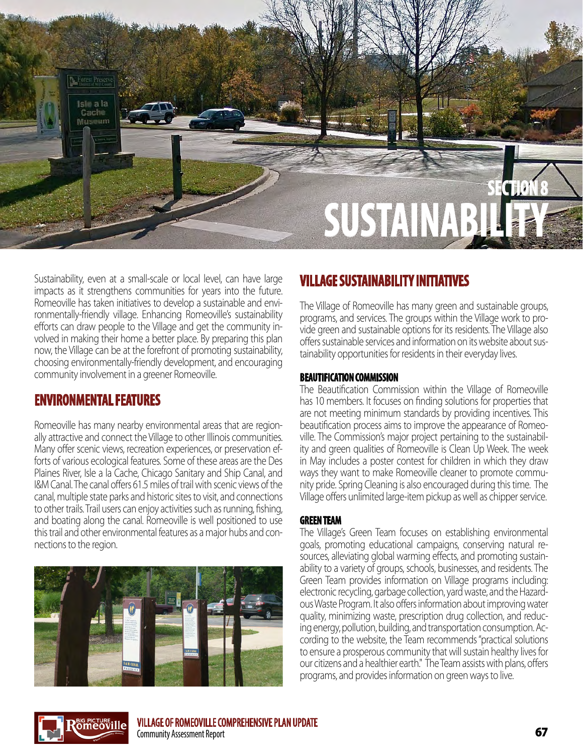# SECTION 8
# SUSTAINABILITY

Sustainability, even at a small-scale or local level, can have large impacts as it strengthens communities for years into the future. Romeoville has taken initiatives to develop a sustainable and environmentally-friendly village. Enhancing Romeoville's sustainability efforts can draw people to the Village and get the community involved in making their home a better place. By preparing this plan now, the Village can be at the forefront of promoting sustainability, choosing environmentally-friendly development, and encouraging community involvement in a greener Romeoville.

## ENVIRONMENTAL FEATURES

Romeoville has many nearby environmental areas that are regionally attractive and connect the Village to other Illinois communities. Many offer scenic views, recreation experiences, or preservation efforts of various ecological features. Some of these areas are the Des Plaines River, Isle a la Cache, Chicago Sanitary and Ship Canal, and I&M Canal. The canal offers 61.5 miles of trail with scenic views of the canal, multiple state parks and historic sites to visit, and connections to other trails. Trail users can enjoy activities such as running, fishing, and boating along the canal. Romeoville is well positioned to use this trail and other environmental features as a major hubs and connections to the region.

## VILLAGE SUSTAINABILITY INITIATIVES

The Village of Romeoville has many green and sustainable groups, programs, and services. The groups within the Village work to provide green and sustainable options for its residents. The Village also offers sustainable services and information on its website about sustainability opportunities for residents in their everyday lives.

### BEAUTIFICATION COMMISSION

The Beautification Commission within the Village of Romeoville has 10 members. It focuses on finding solutions for properties that are not meeting minimum standards by providing incentives. This beautification process aims to improve the appearance of Romeoville. The Commission's major project pertaining to the sustainability and green qualities of Romeoville is Clean Up Week. The week in May includes a poster contest for children in which they draw ways they want to make Romeoville cleaner to promote community pride. Spring Cleaning is also encouraged during this time. The Village offers unlimited large-item pickup as well as chipper service.

### GREEN TEAM

The Village's Green Team focuses on establishing environmental goals, promoting educational campaigns, conserving natural resources, alleviating global warming effects, and promoting sustainability to a variety of groups, schools, businesses, and residents. The Green Team provides information on Village programs including: electronic recycling, garbage collection, yard waste, and the Hazardous Waste Program. It also offers information about improving water quality, minimizing waste, prescription drug collection, and reducing energy, pollution, building, and transportation consumption. According to the website, the Team recommends "practical solutions to ensure a prosperous community that will sustain healthy lives for our citizens and a healthier earth." The Team assists with plans, offers programs, and provides information on green ways to live.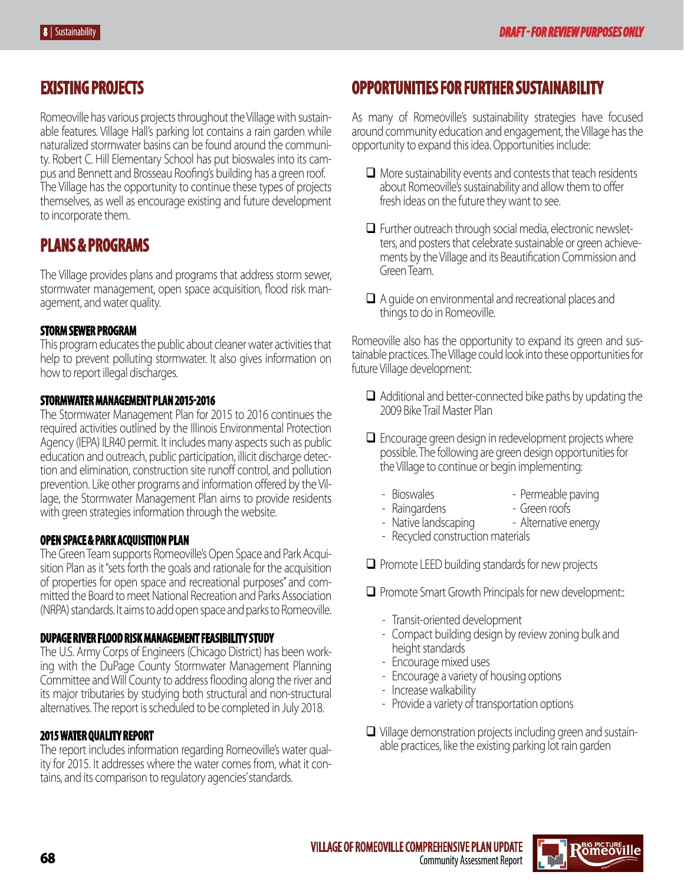## EXISTING PROJECTS

Romeoville has various projects throughout the Village with sustainable features. Village Hall's parking lot contains a rain garden while naturalized stormwater basins can be found around the community. Robert C. Hill Elementary School has put bioswales into its campus and Bennett and Brosseau Roofing's building has a green roof. The Village has the opportunity to continue these types of projects themselves, as well as encourage existing and future development to incorporate them.

## PLANS & PROGRAMS

The Village provides plans and programs that address storm sewer, stormwater management, open space acquisition, flood risk management, and water quality.

### STORM SEWER PROGRAM

This program educates the public about cleaner water activities that help to prevent polluting stormwater. It also gives information on how to report illegal discharges.

### STORMWATER MANAGEMENT PLAN 2015-2016

The Stormwater Management Plan for 2015 to 2016 continues the required activities outlined by the Illinois Environmental Protection Agency (IEPA) ILR40 permit. It includes many aspects such as public education and outreach, public participation, illicit discharge detection and elimination, construction site runoff control, and pollution prevention. Like other programs and information offered by the Village, the Stormwater Management Plan aims to provide residents with green strategies information through the website.

### OPEN SPACE & PARK ACQUISITION PLAN

The Green Team supports Romeoville's Open Space and Park Acquisition Plan as it "sets forth the goals and rationale for the acquisition of properties for open space and recreational purposes" and committed the Board to meet National Recreation and Parks Association (NRPA) standards. It aims to add open space and parks to Romeoville.

### DUPAGE RIVER FLOOD RISK MANAGEMENT FEASIBILITY STUDY

The U.S. Army Corps of Engineers (Chicago District) has been working with the DuPage County Stormwater Management Planning Committee and Will County to address flooding along the river and its major tributaries by studying both structural and non-structural alternatives. The report is scheduled to be completed in July 2018.

### 2015 WATER QUALITY REPORT

The report includes information regarding Romeoville's water quality for 2015. It addresses where the water comes from, what it contains, and its comparison to regulatory agencies' standards.

## OPPORTUNITIES FOR FURTHER SUSTAINABILITY

As many of Romeoville's sustainability strategies have focused around community education and engagement, the Village has the opportunity to expand this idea. Opportunities include:

- [ ] More sustainability events and contests that teach residents about Romeoville's sustainability and allow them to offer fresh ideas on the future they want to see.
- [ ] Further outreach through social media, electronic newsletters, and posters that celebrate sustainable or green achievements by the Village and its Beautification Commission and Green Team.
- [ ] A guide on environmental and recreational places and things to do in Romeoville.

Romeoville also has the opportunity to expand its green and sustainable practices. The Village could look into these opportunities for future Village development:

- [ ] Additional and better-connected bike paths by updating the 2009 Bike Trail Master Plan
- [ ] Encourage green design in redevelopment projects where possible. The following are green design opportunities for the Village to continue or begin implementing:
  - Bioswales
  - Raingardens
  - Native landscaping
  - Recycled construction materials
  - Permeable paving
  - Green roofs
  - Alternative energy
- [ ] Promote LEED building standards for new projects
- [ ] Promote Smart Growth Principals for new development::
  - Transit-oriented development
  - Compact building design by review zoning bulk and height standards
  - Encourage mixed uses
  - Encourage a variety of housing options
  - Increase walkability
  - Provide a variety of transportation options
- [ ] Village demonstration projects including green and sustainable practices, like the existing parking lot rain garden